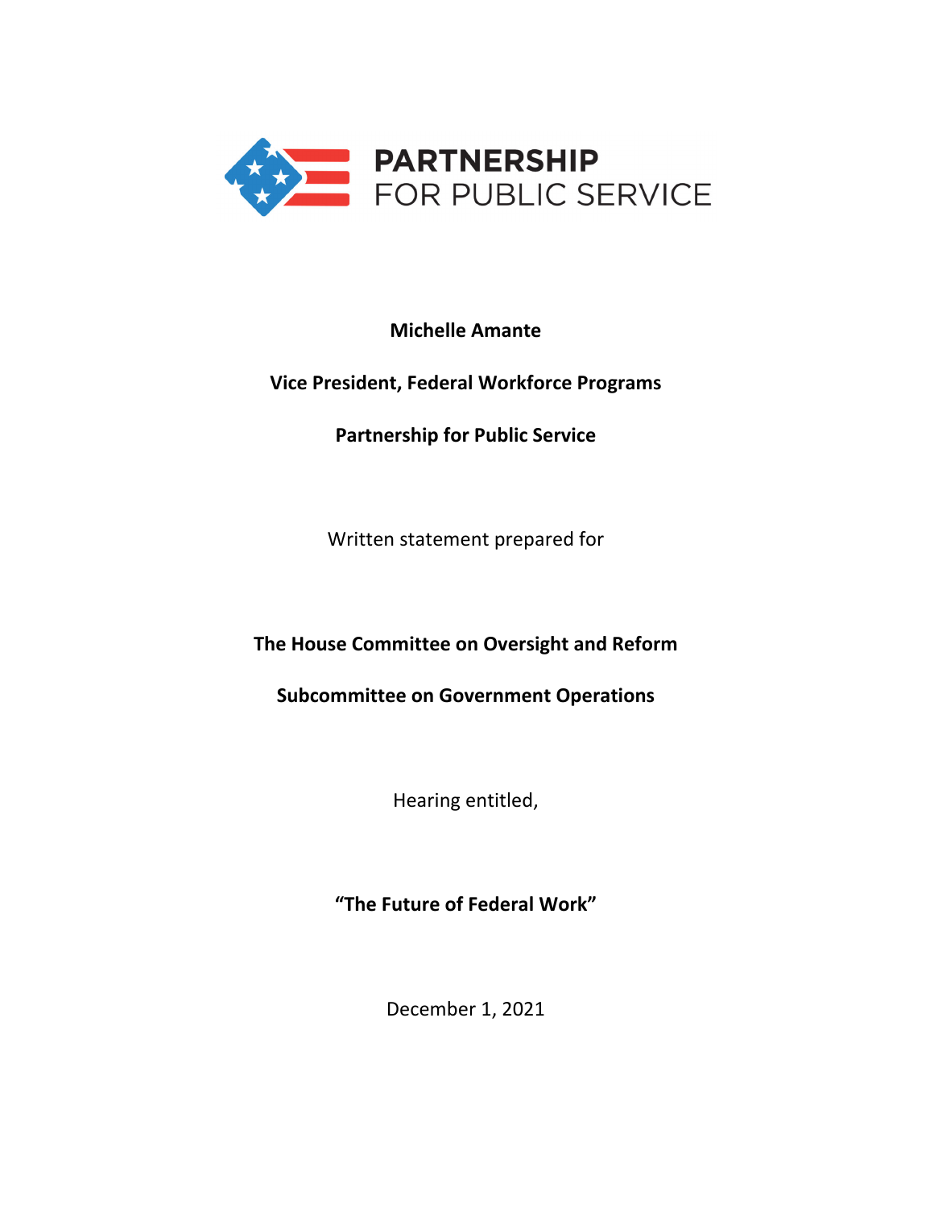PARTNERSHIP FOR PUBLIC SERVICE

**Michelle Amante**

**Vice President, Federal Workforce Programs**

**Partnership for Public Service**

Written statement prepared for

**The House Committee on Oversight and Reform**

**Subcommittee on Government Operations**

Hearing entitled,

**"The Future of Federal Work"**

December 1, 2021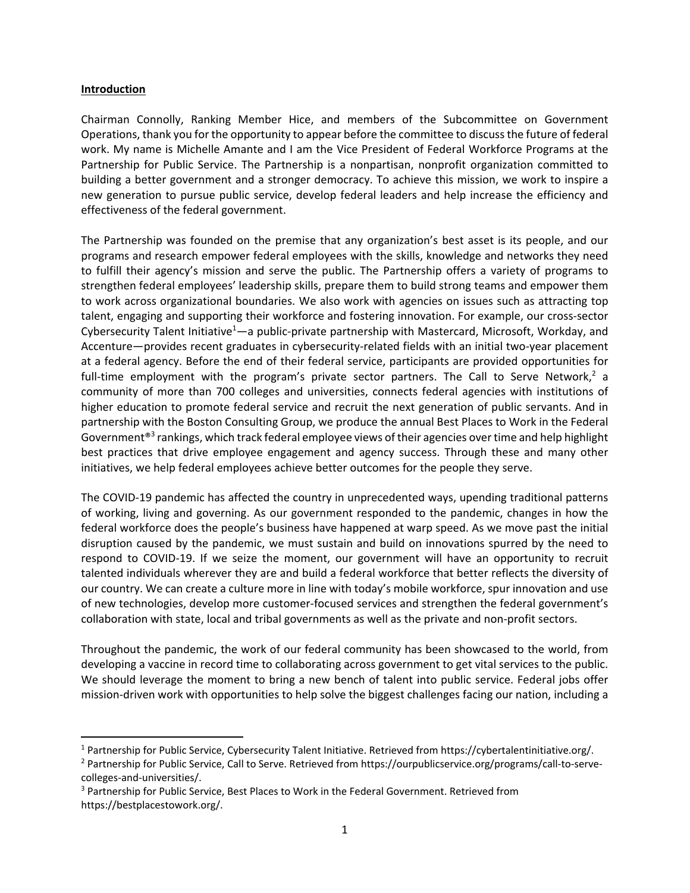**Introduction**

Chairman Connolly, Ranking Member Hice, and members of the Subcommittee on Government Operations, thank you for the opportunity to appear before the committee to discuss the future of federal work. My name is Michelle Amante and I am the Vice President of Federal Workforce Programs at the Partnership for Public Service. The Partnership is a nonpartisan, nonprofit organization committed to building a better government and a stronger democracy. To achieve this mission, we work to inspire a new generation to pursue public service, develop federal leaders and help increase the efficiency and effectiveness of the federal government.

The Partnership was founded on the premise that any organization's best asset is its people, and our programs and research empower federal employees with the skills, knowledge and networks they need to fulfill their agency's mission and serve the public. The Partnership offers a variety of programs to strengthen federal employees' leadership skills, prepare them to build strong teams and empower them to work across organizational boundaries. We also work with agencies on issues such as attracting top talent, engaging and supporting their workforce and fostering innovation. For example, our cross-sector Cybersecurity Talent Initiative[1]—a public-private partnership with Mastercard, Microsoft, Workday, and Accenture—provides recent graduates in cybersecurity-related fields with an initial two-year placement at a federal agency. Before the end of their federal service, participants are provided opportunities for full-time employment with the program's private sector partners. The Call to Serve Network,[2] a community of more than 700 colleges and universities, connects federal agencies with institutions of higher education to promote federal service and recruit the next generation of public servants. And in partnership with the Boston Consulting Group, we produce the annual Best Places to Work in the Federal Government®[3] rankings, which track federal employee views of their agencies over time and help highlight best practices that drive employee engagement and agency success. Through these and many other initiatives, we help federal employees achieve better outcomes for the people they serve.

The COVID-19 pandemic has affected the country in unprecedented ways, upending traditional patterns of working, living and governing. As our government responded to the pandemic, changes in how the federal workforce does the people's business have happened at warp speed. As we move past the initial disruption caused by the pandemic, we must sustain and build on innovations spurred by the need to respond to COVID-19. If we seize the moment, our government will have an opportunity to recruit talented individuals wherever they are and build a federal workforce that better reflects the diversity of our country. We can create a culture more in line with today's mobile workforce, spur innovation and use of new technologies, develop more customer-focused services and strengthen the federal government's collaboration with state, local and tribal governments as well as the private and non-profit sectors.

Throughout the pandemic, the work of our federal community has been showcased to the world, from developing a vaccine in record time to collaborating across government to get vital services to the public. We should leverage the moment to bring a new bench of talent into public service. Federal jobs offer mission-driven work with opportunities to help solve the biggest challenges facing our nation, including a

---

[1] Partnership for Public Service, Cybersecurity Talent Initiative. Retrieved from https://cybertalentinitiative.org/.

[2] Partnership for Public Service, Call to Serve. Retrieved from https://ourpublicservice.org/programs/call-to-serve-colleges-and-universities/.

[3] Partnership for Public Service, Best Places to Work in the Federal Government. Retrieved from https://bestplacestowork.org/.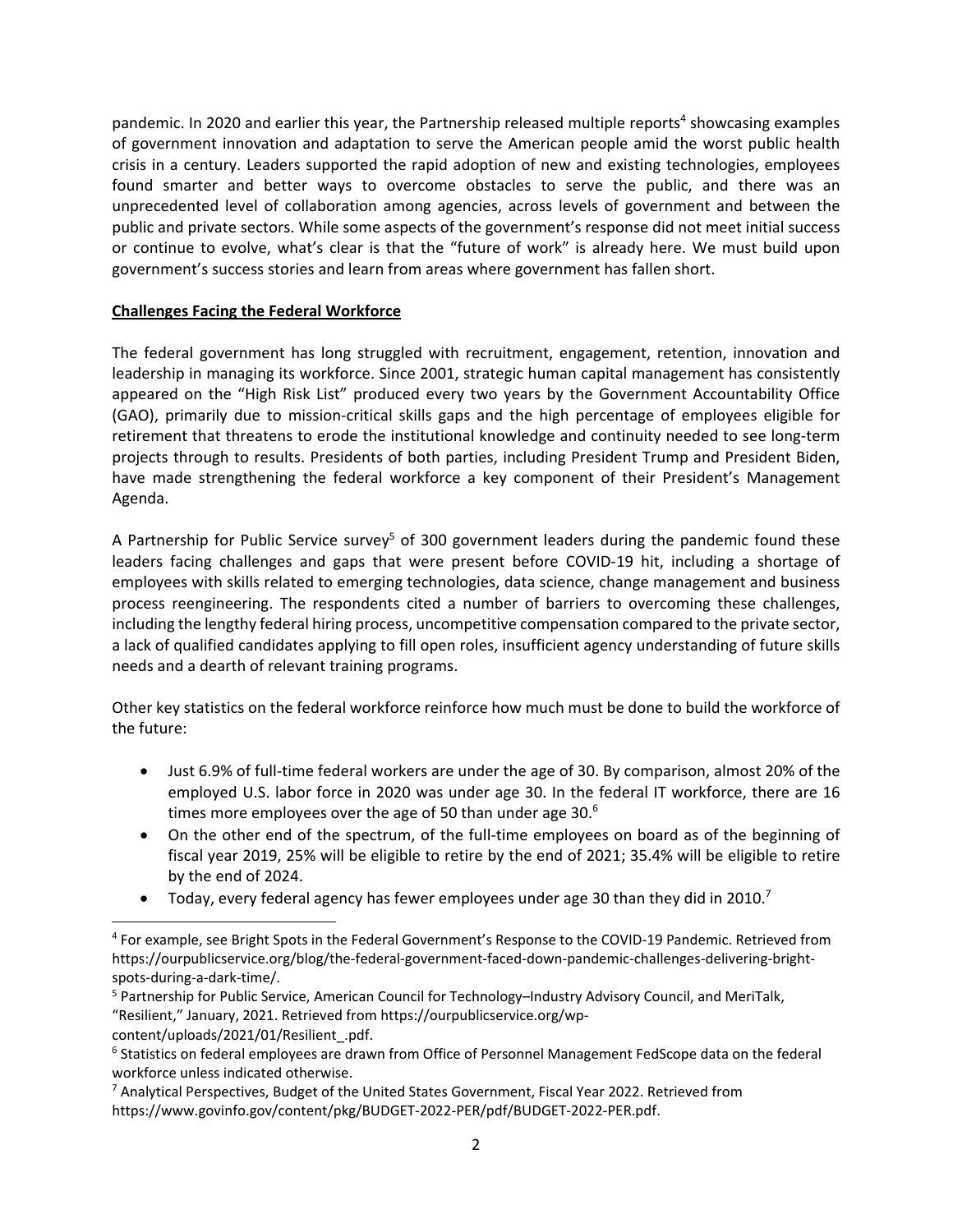pandemic. In 2020 and earlier this year, the Partnership released multiple reports[4] showcasing examples of government innovation and adaptation to serve the American people amid the worst public health crisis in a century. Leaders supported the rapid adoption of new and existing technologies, employees found smarter and better ways to overcome obstacles to serve the public, and there was an unprecedented level of collaboration among agencies, across levels of government and between the public and private sectors. While some aspects of the government's response did not meet initial success or continue to evolve, what's clear is that the "future of work" is already here. We must build upon government's success stories and learn from areas where government has fallen short.

## Challenges Facing the Federal Workforce

The federal government has long struggled with recruitment, engagement, retention, innovation and leadership in managing its workforce. Since 2001, strategic human capital management has consistently appeared on the "High Risk List" produced every two years by the Government Accountability Office (GAO), primarily due to mission-critical skills gaps and the high percentage of employees eligible for retirement that threatens to erode the institutional knowledge and continuity needed to see long-term projects through to results. Presidents of both parties, including President Trump and President Biden, have made strengthening the federal workforce a key component of their President's Management Agenda.

A Partnership for Public Service survey[5] of 300 government leaders during the pandemic found these leaders facing challenges and gaps that were present before COVID-19 hit, including a shortage of employees with skills related to emerging technologies, data science, change management and business process reengineering. The respondents cited a number of barriers to overcoming these challenges, including the lengthy federal hiring process, uncompetitive compensation compared to the private sector, a lack of qualified candidates applying to fill open roles, insufficient agency understanding of future skills needs and a dearth of relevant training programs.

Other key statistics on the federal workforce reinforce how much must be done to build the workforce of the future:

- Just 6.9% of full-time federal workers are under the age of 30. By comparison, almost 20% of the employed U.S. labor force in 2020 was under age 30. In the federal IT workforce, there are 16 times more employees over the age of 50 than under age 30.[6]
- On the other end of the spectrum, of the full-time employees on board as of the beginning of fiscal year 2019, 25% will be eligible to retire by the end of 2021; 35.4% will be eligible to retire by the end of 2024.
- Today, every federal agency has fewer employees under age 30 than they did in 2010.[7]

---

[4] For example, see Bright Spots in the Federal Government's Response to the COVID-19 Pandemic. Retrieved from https://ourpublicservice.org/blog/the-federal-government-faced-down-pandemic-challenges-delivering-bright-spots-during-a-dark-time/.

[5] Partnership for Public Service, American Council for Technology–Industry Advisory Council, and MeriTalk, "Resilient," January, 2021. Retrieved from https://ourpublicservice.org/wp-content/uploads/2021/01/Resilient_.pdf.

[6] Statistics on federal employees are drawn from Office of Personnel Management FedScope data on the federal workforce unless indicated otherwise.

[7] Analytical Perspectives, Budget of the United States Government, Fiscal Year 2022. Retrieved from https://www.govinfo.gov/content/pkg/BUDGET-2022-PER/pdf/BUDGET-2022-PER.pdf.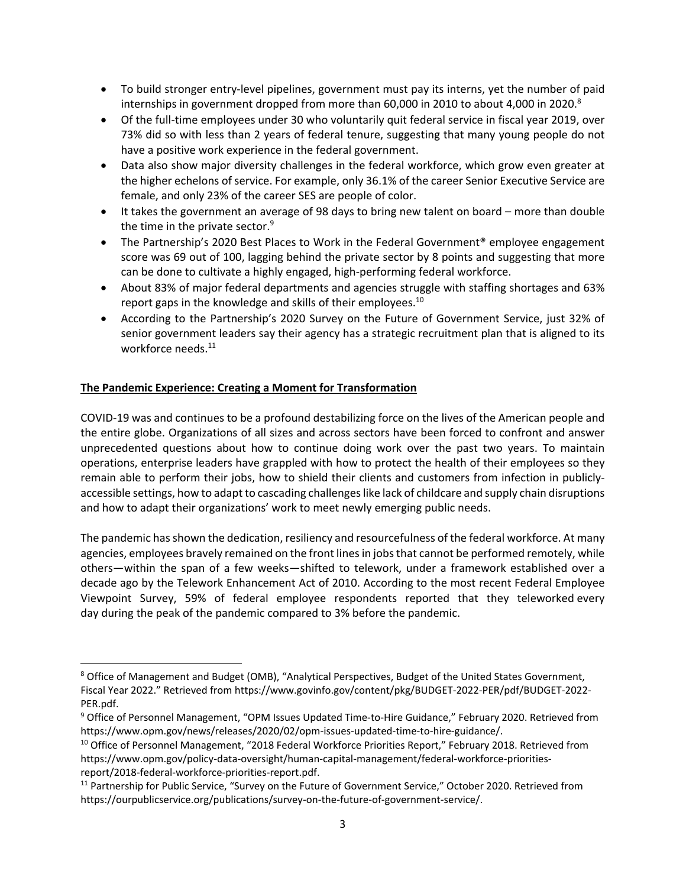- To build stronger entry-level pipelines, government must pay its interns, yet the number of paid internships in government dropped from more than 60,000 in 2010 to about 4,000 in 2020.[8]
- Of the full-time employees under 30 who voluntarily quit federal service in fiscal year 2019, over 73% did so with less than 2 years of federal tenure, suggesting that many young people do not have a positive work experience in the federal government.
- Data also show major diversity challenges in the federal workforce, which grow even greater at the higher echelons of service. For example, only 36.1% of the career Senior Executive Service are female, and only 23% of the career SES are people of color.
- It takes the government an average of 98 days to bring new talent on board – more than double the time in the private sector.[9]
- The Partnership's 2020 Best Places to Work in the Federal Government® employee engagement score was 69 out of 100, lagging behind the private sector by 8 points and suggesting that more can be done to cultivate a highly engaged, high-performing federal workforce.
- About 83% of major federal departments and agencies struggle with staffing shortages and 63% report gaps in the knowledge and skills of their employees.[10]
- According to the Partnership's 2020 Survey on the Future of Government Service, just 32% of senior government leaders say their agency has a strategic recruitment plan that is aligned to its workforce needs.[11]

**The Pandemic Experience: Creating a Moment for Transformation**

COVID-19 was and continues to be a profound destabilizing force on the lives of the American people and the entire globe. Organizations of all sizes and across sectors have been forced to confront and answer unprecedented questions about how to continue doing work over the past two years. To maintain operations, enterprise leaders have grappled with how to protect the health of their employees so they remain able to perform their jobs, how to shield their clients and customers from infection in publicly-accessible settings, how to adapt to cascading challenges like lack of childcare and supply chain disruptions and how to adapt their organizations' work to meet newly emerging public needs.

The pandemic has shown the dedication, resiliency and resourcefulness of the federal workforce. At many agencies, employees bravely remained on the front lines in jobs that cannot be performed remotely, while others—within the span of a few weeks—shifted to telework, under a framework established over a decade ago by the Telework Enhancement Act of 2010. According to the most recent Federal Employee Viewpoint Survey, 59% of federal employee respondents reported that they teleworked every day during the peak of the pandemic compared to 3% before the pandemic.

---

[8] Office of Management and Budget (OMB), "Analytical Perspectives, Budget of the United States Government, Fiscal Year 2022." Retrieved from https://www.govinfo.gov/content/pkg/BUDGET-2022-PER/pdf/BUDGET-2022-PER.pdf.

[9] Office of Personnel Management, "OPM Issues Updated Time-to-Hire Guidance," February 2020. Retrieved from https://www.opm.gov/news/releases/2020/02/opm-issues-updated-time-to-hire-guidance/.

[10] Office of Personnel Management, "2018 Federal Workforce Priorities Report," February 2018. Retrieved from https://www.opm.gov/policy-data-oversight/human-capital-management/federal-workforce-priorities-report/2018-federal-workforce-priorities-report.pdf.

[11] Partnership for Public Service, "Survey on the Future of Government Service," October 2020. Retrieved from https://ourpublicservice.org/publications/survey-on-the-future-of-government-service/.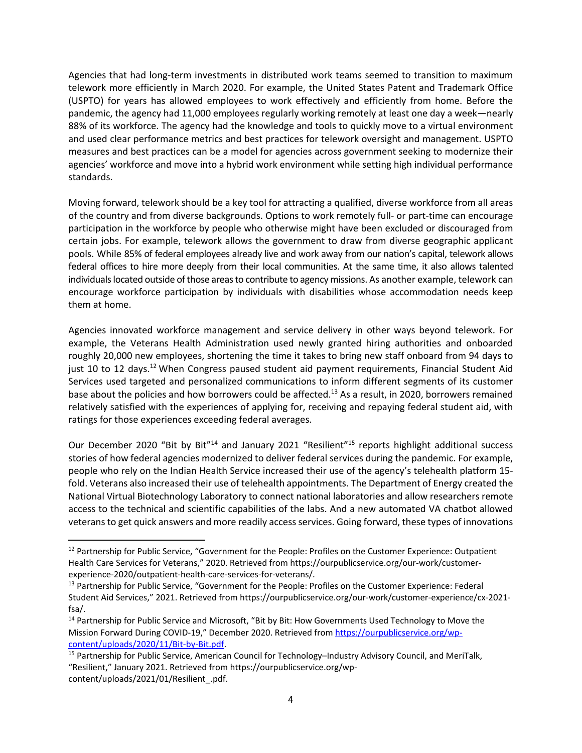Agencies that had long-term investments in distributed work teams seemed to transition to maximum telework more efficiently in March 2020. For example, the United States Patent and Trademark Office (USPTO) for years has allowed employees to work effectively and efficiently from home. Before the pandemic, the agency had 11,000 employees regularly working remotely at least one day a week—nearly 88% of its workforce. The agency had the knowledge and tools to quickly move to a virtual environment and used clear performance metrics and best practices for telework oversight and management. USPTO measures and best practices can be a model for agencies across government seeking to modernize their agencies' workforce and move into a hybrid work environment while setting high individual performance standards.

Moving forward, telework should be a key tool for attracting a qualified, diverse workforce from all areas of the country and from diverse backgrounds. Options to work remotely full- or part-time can encourage participation in the workforce by people who otherwise might have been excluded or discouraged from certain jobs. For example, telework allows the government to draw from diverse geographic applicant pools. While 85% of federal employees already live and work away from our nation's capital, telework allows federal offices to hire more deeply from their local communities. At the same time, it also allows talented individuals located outside of those areas to contribute to agency missions. As another example, telework can encourage workforce participation by individuals with disabilities whose accommodation needs keep them at home.

Agencies innovated workforce management and service delivery in other ways beyond telework. For example, the Veterans Health Administration used newly granted hiring authorities and onboarded roughly 20,000 new employees, shortening the time it takes to bring new staff onboard from 94 days to just 10 to 12 days.[12] When Congress paused student aid payment requirements, Financial Student Aid Services used targeted and personalized communications to inform different segments of its customer base about the policies and how borrowers could be affected.[13] As a result, in 2020, borrowers remained relatively satisfied with the experiences of applying for, receiving and repaying federal student aid, with ratings for those experiences exceeding federal averages.

Our December 2020 "Bit by Bit"[14] and January 2021 "Resilient"[15] reports highlight additional success stories of how federal agencies modernized to deliver federal services during the pandemic. For example, people who rely on the Indian Health Service increased their use of the agency's telehealth platform 15-fold. Veterans also increased their use of telehealth appointments. The Department of Energy created the National Virtual Biotechnology Laboratory to connect national laboratories and allow researchers remote access to the technical and scientific capabilities of the labs. And a new automated VA chatbot allowed veterans to get quick answers and more readily access services. Going forward, these types of innovations

---

[12] Partnership for Public Service, "Government for the People: Profiles on the Customer Experience: Outpatient Health Care Services for Veterans," 2020. Retrieved from https://ourpublicservice.org/our-work/customer-experience-2020/outpatient-health-care-services-for-veterans/.

[13] Partnership for Public Service, "Government for the People: Profiles on the Customer Experience: Federal Student Aid Services," 2021. Retrieved from https://ourpublicservice.org/our-work/customer-experience/cx-2021-fsa/.

[14] Partnership for Public Service and Microsoft, "Bit by Bit: How Governments Used Technology to Move the Mission Forward During COVID-19," December 2020. Retrieved from https://ourpublicservice.org/wp-content/uploads/2020/11/Bit-by-Bit.pdf.

[15] Partnership for Public Service, American Council for Technology–Industry Advisory Council, and MeriTalk, "Resilient," January 2021. Retrieved from https://ourpublicservice.org/wp-content/uploads/2021/01/Resilient_.pdf.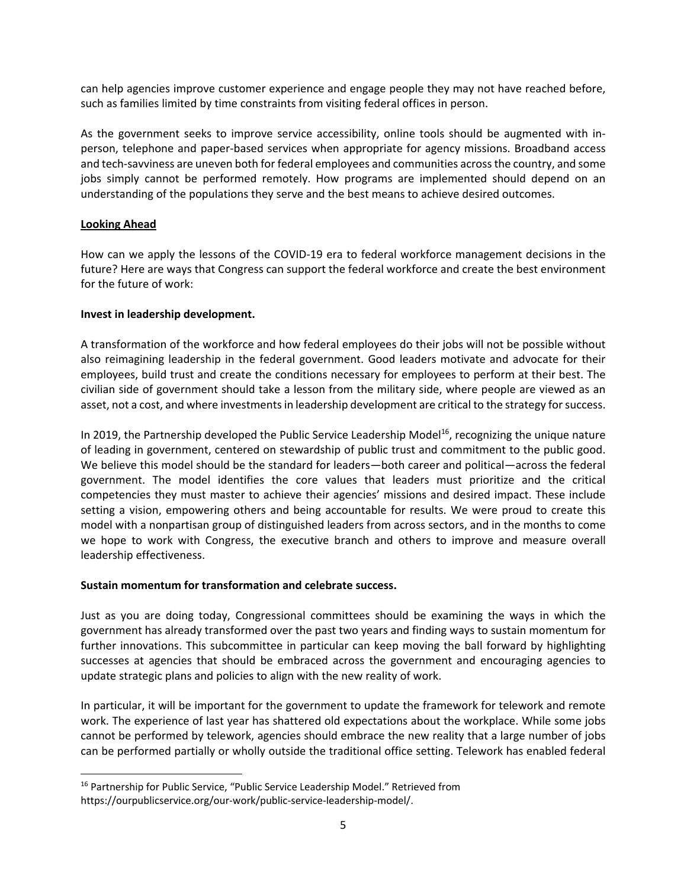can help agencies improve customer experience and engage people they may not have reached before, such as families limited by time constraints from visiting federal offices in person.

As the government seeks to improve service accessibility, online tools should be augmented with in-person, telephone and paper-based services when appropriate for agency missions. Broadband access and tech-savviness are uneven both for federal employees and communities across the country, and some jobs simply cannot be performed remotely. How programs are implemented should depend on an understanding of the populations they serve and the best means to achieve desired outcomes.

## Looking Ahead

How can we apply the lessons of the COVID-19 era to federal workforce management decisions in the future? Here are ways that Congress can support the federal workforce and create the best environment for the future of work:

### Invest in leadership development.

A transformation of the workforce and how federal employees do their jobs will not be possible without also reimagining leadership in the federal government. Good leaders motivate and advocate for their employees, build trust and create the conditions necessary for employees to perform at their best. The civilian side of government should take a lesson from the military side, where people are viewed as an asset, not a cost, and where investments in leadership development are critical to the strategy for success.

In 2019, the Partnership developed the Public Service Leadership Model[16], recognizing the unique nature of leading in government, centered on stewardship of public trust and commitment to the public good. We believe this model should be the standard for leaders—both career and political—across the federal government. The model identifies the core values that leaders must prioritize and the critical competencies they must master to achieve their agencies' missions and desired impact. These include setting a vision, empowering others and being accountable for results. We were proud to create this model with a nonpartisan group of distinguished leaders from across sectors, and in the months to come we hope to work with Congress, the executive branch and others to improve and measure overall leadership effectiveness.

### Sustain momentum for transformation and celebrate success.

Just as you are doing today, Congressional committees should be examining the ways in which the government has already transformed over the past two years and finding ways to sustain momentum for further innovations. This subcommittee in particular can keep moving the ball forward by highlighting successes at agencies that should be embraced across the government and encouraging agencies to update strategic plans and policies to align with the new reality of work.

In particular, it will be important for the government to update the framework for telework and remote work. The experience of last year has shattered old expectations about the workplace. While some jobs cannot be performed by telework, agencies should embrace the new reality that a large number of jobs can be performed partially or wholly outside the traditional office setting. Telework has enabled federal

---

[16] Partnership for Public Service, "Public Service Leadership Model." Retrieved from https://ourpublicservice.org/our-work/public-service-leadership-model/.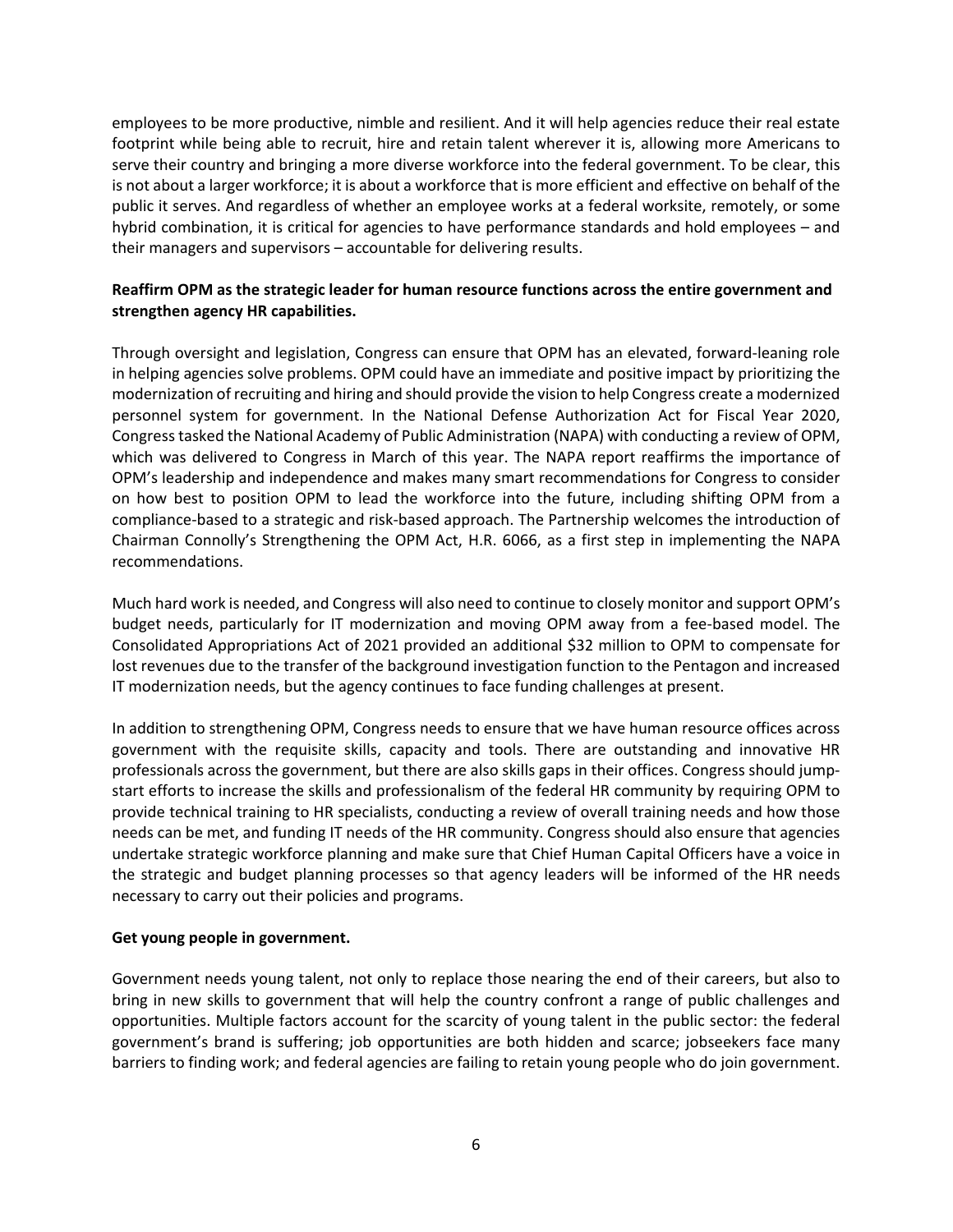employees to be more productive, nimble and resilient. And it will help agencies reduce their real estate footprint while being able to recruit, hire and retain talent wherever it is, allowing more Americans to serve their country and bringing a more diverse workforce into the federal government. To be clear, this is not about a larger workforce; it is about a workforce that is more efficient and effective on behalf of the public it serves. And regardless of whether an employee works at a federal worksite, remotely, or some hybrid combination, it is critical for agencies to have performance standards and hold employees – and their managers and supervisors – accountable for delivering results.

**Reaffirm OPM as the strategic leader for human resource functions across the entire government and strengthen agency HR capabilities.**

Through oversight and legislation, Congress can ensure that OPM has an elevated, forward-leaning role in helping agencies solve problems. OPM could have an immediate and positive impact by prioritizing the modernization of recruiting and hiring and should provide the vision to help Congress create a modernized personnel system for government. In the National Defense Authorization Act for Fiscal Year 2020, Congress tasked the National Academy of Public Administration (NAPA) with conducting a review of OPM, which was delivered to Congress in March of this year. The NAPA report reaffirms the importance of OPM's leadership and independence and makes many smart recommendations for Congress to consider on how best to position OPM to lead the workforce into the future, including shifting OPM from a compliance-based to a strategic and risk-based approach. The Partnership welcomes the introduction of Chairman Connolly's Strengthening the OPM Act, H.R. 6066, as a first step in implementing the NAPA recommendations.

Much hard work is needed, and Congress will also need to continue to closely monitor and support OPM's budget needs, particularly for IT modernization and moving OPM away from a fee-based model. The Consolidated Appropriations Act of 2021 provided an additional $32 million to OPM to compensate for lost revenues due to the transfer of the background investigation function to the Pentagon and increased IT modernization needs, but the agency continues to face funding challenges at present.

In addition to strengthening OPM, Congress needs to ensure that we have human resource offices across government with the requisite skills, capacity and tools. There are outstanding and innovative HR professionals across the government, but there are also skills gaps in their offices. Congress should jump-start efforts to increase the skills and professionalism of the federal HR community by requiring OPM to provide technical training to HR specialists, conducting a review of overall training needs and how those needs can be met, and funding IT needs of the HR community. Congress should also ensure that agencies undertake strategic workforce planning and make sure that Chief Human Capital Officers have a voice in the strategic and budget planning processes so that agency leaders will be informed of the HR needs necessary to carry out their policies and programs.

**Get young people in government.**

Government needs young talent, not only to replace those nearing the end of their careers, but also to bring in new skills to government that will help the country confront a range of public challenges and opportunities. Multiple factors account for the scarcity of young talent in the public sector: the federal government's brand is suffering; job opportunities are both hidden and scarce; jobseekers face many barriers to finding work; and federal agencies are failing to retain young people who do join government.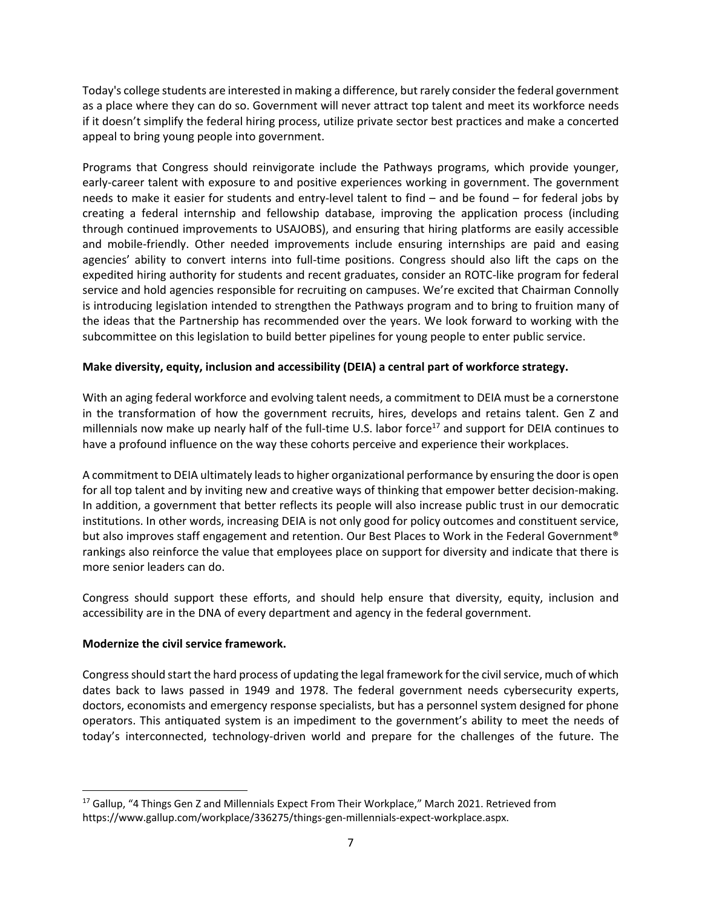Today's college students are interested in making a difference, but rarely consider the federal government as a place where they can do so. Government will never attract top talent and meet its workforce needs if it doesn't simplify the federal hiring process, utilize private sector best practices and make a concerted appeal to bring young people into government.

Programs that Congress should reinvigorate include the Pathways programs, which provide younger, early-career talent with exposure to and positive experiences working in government. The government needs to make it easier for students and entry-level talent to find – and be found – for federal jobs by creating a federal internship and fellowship database, improving the application process (including through continued improvements to USAJOBS), and ensuring that hiring platforms are easily accessible and mobile-friendly. Other needed improvements include ensuring internships are paid and easing agencies' ability to convert interns into full-time positions. Congress should also lift the caps on the expedited hiring authority for students and recent graduates, consider an ROTC-like program for federal service and hold agencies responsible for recruiting on campuses. We're excited that Chairman Connolly is introducing legislation intended to strengthen the Pathways program and to bring to fruition many of the ideas that the Partnership has recommended over the years. We look forward to working with the subcommittee on this legislation to build better pipelines for young people to enter public service.

**Make diversity, equity, inclusion and accessibility (DEIA) a central part of workforce strategy.**

With an aging federal workforce and evolving talent needs, a commitment to DEIA must be a cornerstone in the transformation of how the government recruits, hires, develops and retains talent. Gen Z and millennials now make up nearly half of the full-time U.S. labor force[17] and support for DEIA continues to have a profound influence on the way these cohorts perceive and experience their workplaces.

A commitment to DEIA ultimately leads to higher organizational performance by ensuring the door is open for all top talent and by inviting new and creative ways of thinking that empower better decision-making. In addition, a government that better reflects its people will also increase public trust in our democratic institutions. In other words, increasing DEIA is not only good for policy outcomes and constituent service, but also improves staff engagement and retention. Our Best Places to Work in the Federal Government® rankings also reinforce the value that employees place on support for diversity and indicate that there is more senior leaders can do.

Congress should support these efforts, and should help ensure that diversity, equity, inclusion and accessibility are in the DNA of every department and agency in the federal government.

**Modernize the civil service framework.**

Congress should start the hard process of updating the legal framework for the civil service, much of which dates back to laws passed in 1949 and 1978. The federal government needs cybersecurity experts, doctors, economists and emergency response specialists, but has a personnel system designed for phone operators. This antiquated system is an impediment to the government's ability to meet the needs of today's interconnected, technology-driven world and prepare for the challenges of the future. The

[17] Gallup, "4 Things Gen Z and Millennials Expect From Their Workplace," March 2021. Retrieved from https://www.gallup.com/workplace/336275/things-gen-millennials-expect-workplace.aspx.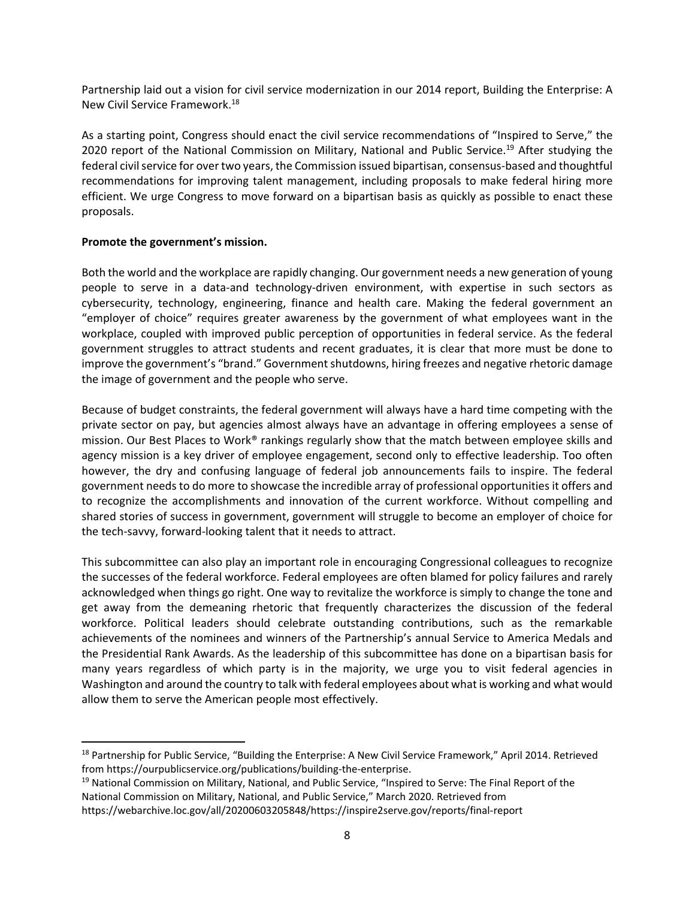Partnership laid out a vision for civil service modernization in our 2014 report, Building the Enterprise: A New Civil Service Framework.[18]

As a starting point, Congress should enact the civil service recommendations of "Inspired to Serve," the 2020 report of the National Commission on Military, National and Public Service.[19] After studying the federal civil service for over two years, the Commission issued bipartisan, consensus-based and thoughtful recommendations for improving talent management, including proposals to make federal hiring more efficient. We urge Congress to move forward on a bipartisan basis as quickly as possible to enact these proposals.

**Promote the government's mission.**

Both the world and the workplace are rapidly changing. Our government needs a new generation of young people to serve in a data-and technology-driven environment, with expertise in such sectors as cybersecurity, technology, engineering, finance and health care. Making the federal government an "employer of choice" requires greater awareness by the government of what employees want in the workplace, coupled with improved public perception of opportunities in federal service. As the federal government struggles to attract students and recent graduates, it is clear that more must be done to improve the government's "brand." Government shutdowns, hiring freezes and negative rhetoric damage the image of government and the people who serve.

Because of budget constraints, the federal government will always have a hard time competing with the private sector on pay, but agencies almost always have an advantage in offering employees a sense of mission. Our Best Places to Work® rankings regularly show that the match between employee skills and agency mission is a key driver of employee engagement, second only to effective leadership. Too often however, the dry and confusing language of federal job announcements fails to inspire. The federal government needs to do more to showcase the incredible array of professional opportunities it offers and to recognize the accomplishments and innovation of the current workforce. Without compelling and shared stories of success in government, government will struggle to become an employer of choice for the tech-savvy, forward-looking talent that it needs to attract.

This subcommittee can also play an important role in encouraging Congressional colleagues to recognize the successes of the federal workforce. Federal employees are often blamed for policy failures and rarely acknowledged when things go right. One way to revitalize the workforce is simply to change the tone and get away from the demeaning rhetoric that frequently characterizes the discussion of the federal workforce. Political leaders should celebrate outstanding contributions, such as the remarkable achievements of the nominees and winners of the Partnership's annual Service to America Medals and the Presidential Rank Awards. As the leadership of this subcommittee has done on a bipartisan basis for many years regardless of which party is in the majority, we urge you to visit federal agencies in Washington and around the country to talk with federal employees about what is working and what would allow them to serve the American people most effectively.

---

[18] Partnership for Public Service, "Building the Enterprise: A New Civil Service Framework," April 2014. Retrieved from https://ourpublicservice.org/publications/building-the-enterprise.

[19] National Commission on Military, National, and Public Service, "Inspired to Serve: The Final Report of the National Commission on Military, National, and Public Service," March 2020. Retrieved from https://webarchive.loc.gov/all/20200603205848/https://inspire2serve.gov/reports/final-report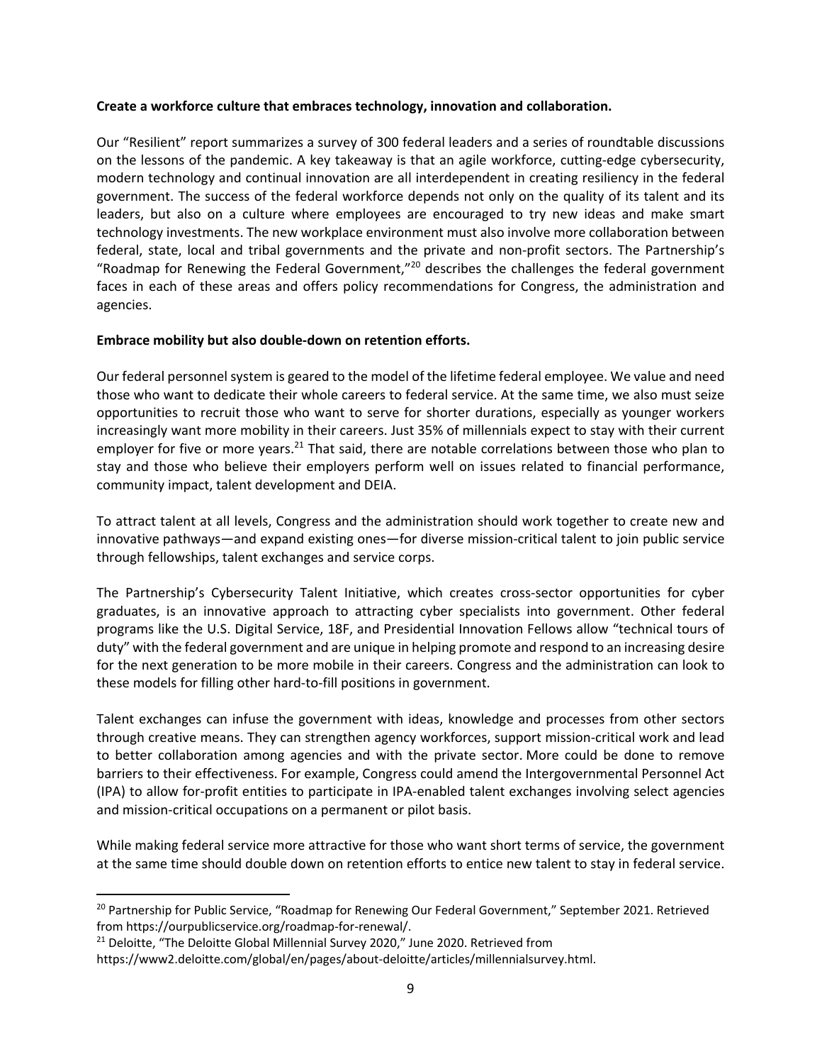**Create a workforce culture that embraces technology, innovation and collaboration.**

Our "Resilient" report summarizes a survey of 300 federal leaders and a series of roundtable discussions on the lessons of the pandemic. A key takeaway is that an agile workforce, cutting-edge cybersecurity, modern technology and continual innovation are all interdependent in creating resiliency in the federal government. The success of the federal workforce depends not only on the quality of its talent and its leaders, but also on a culture where employees are encouraged to try new ideas and make smart technology investments. The new workplace environment must also involve more collaboration between federal, state, local and tribal governments and the private and non-profit sectors. The Partnership's "Roadmap for Renewing the Federal Government,"[20] describes the challenges the federal government faces in each of these areas and offers policy recommendations for Congress, the administration and agencies.

**Embrace mobility but also double-down on retention efforts.**

Our federal personnel system is geared to the model of the lifetime federal employee. We value and need those who want to dedicate their whole careers to federal service. At the same time, we also must seize opportunities to recruit those who want to serve for shorter durations, especially as younger workers increasingly want more mobility in their careers. Just 35% of millennials expect to stay with their current employer for five or more years.[21] That said, there are notable correlations between those who plan to stay and those who believe their employers perform well on issues related to financial performance, community impact, talent development and DEIA.

To attract talent at all levels, Congress and the administration should work together to create new and innovative pathways—and expand existing ones—for diverse mission-critical talent to join public service through fellowships, talent exchanges and service corps.

The Partnership's Cybersecurity Talent Initiative, which creates cross-sector opportunities for cyber graduates, is an innovative approach to attracting cyber specialists into government. Other federal programs like the U.S. Digital Service, 18F, and Presidential Innovation Fellows allow "technical tours of duty" with the federal government and are unique in helping promote and respond to an increasing desire for the next generation to be more mobile in their careers. Congress and the administration can look to these models for filling other hard-to-fill positions in government.

Talent exchanges can infuse the government with ideas, knowledge and processes from other sectors through creative means. They can strengthen agency workforces, support mission-critical work and lead to better collaboration among agencies and with the private sector. More could be done to remove barriers to their effectiveness. For example, Congress could amend the Intergovernmental Personnel Act (IPA) to allow for-profit entities to participate in IPA-enabled talent exchanges involving select agencies and mission-critical occupations on a permanent or pilot basis.

While making federal service more attractive for those who want short terms of service, the government at the same time should double down on retention efforts to entice new talent to stay in federal service.

---

[20] Partnership for Public Service, "Roadmap for Renewing Our Federal Government," September 2021. Retrieved from https://ourpublicservice.org/roadmap-for-renewal/.

[21] Deloitte, "The Deloitte Global Millennial Survey 2020," June 2020. Retrieved from https://www2.deloitte.com/global/en/pages/about-deloitte/articles/millennialsurvey.html.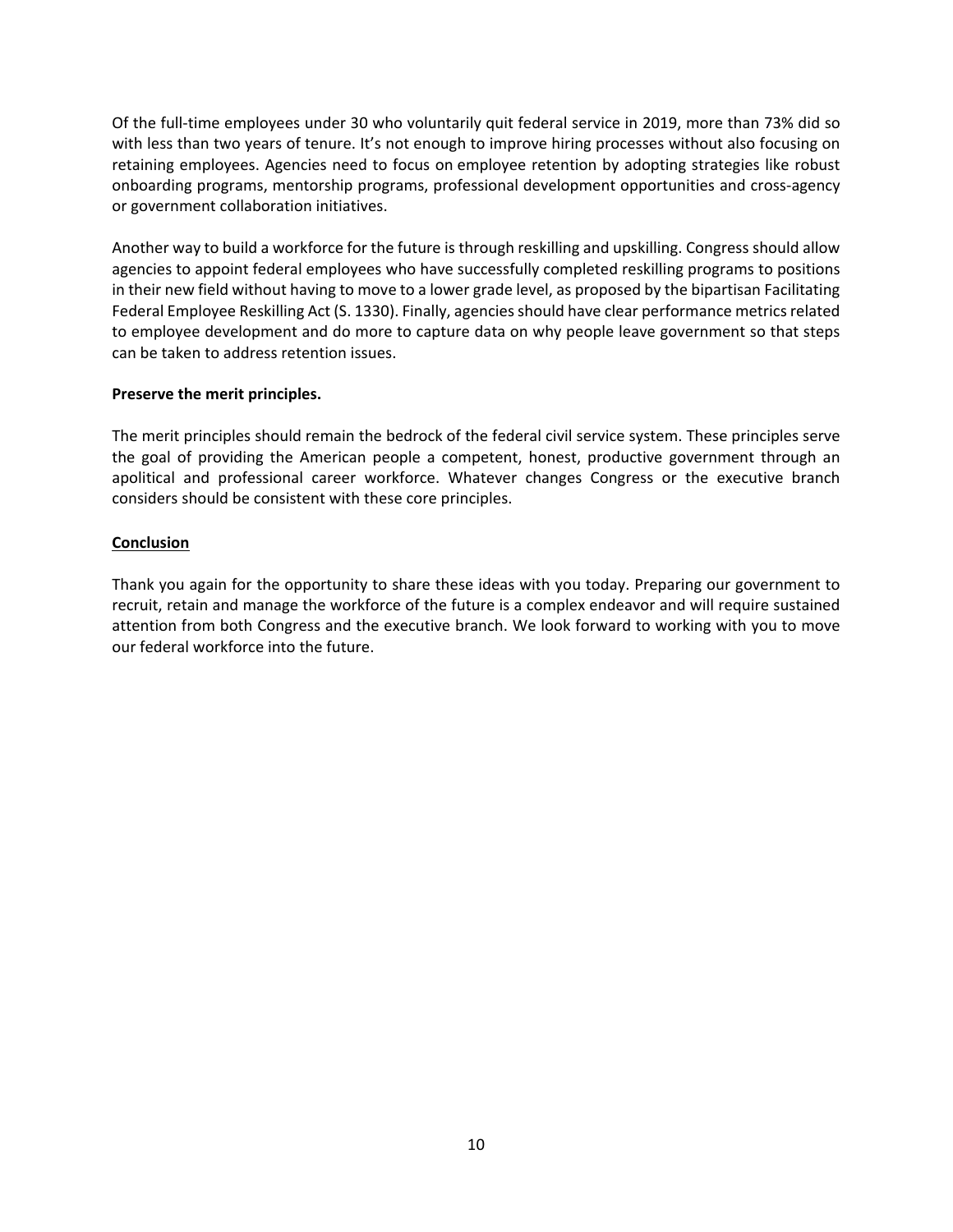Of the full-time employees under 30 who voluntarily quit federal service in 2019, more than 73% did so with less than two years of tenure. It's not enough to improve hiring processes without also focusing on retaining employees. Agencies need to focus on employee retention by adopting strategies like robust onboarding programs, mentorship programs, professional development opportunities and cross-agency or government collaboration initiatives.

Another way to build a workforce for the future is through reskilling and upskilling. Congress should allow agencies to appoint federal employees who have successfully completed reskilling programs to positions in their new field without having to move to a lower grade level, as proposed by the bipartisan Facilitating Federal Employee Reskilling Act (S. 1330). Finally, agencies should have clear performance metrics related to employee development and do more to capture data on why people leave government so that steps can be taken to address retention issues.

**Preserve the merit principles.**

The merit principles should remain the bedrock of the federal civil service system. These principles serve the goal of providing the American people a competent, honest, productive government through an apolitical and professional career workforce. Whatever changes Congress or the executive branch considers should be consistent with these core principles.

## Conclusion

Thank you again for the opportunity to share these ideas with you today. Preparing our government to recruit, retain and manage the workforce of the future is a complex endeavor and will require sustained attention from both Congress and the executive branch. We look forward to working with you to move our federal workforce into the future.